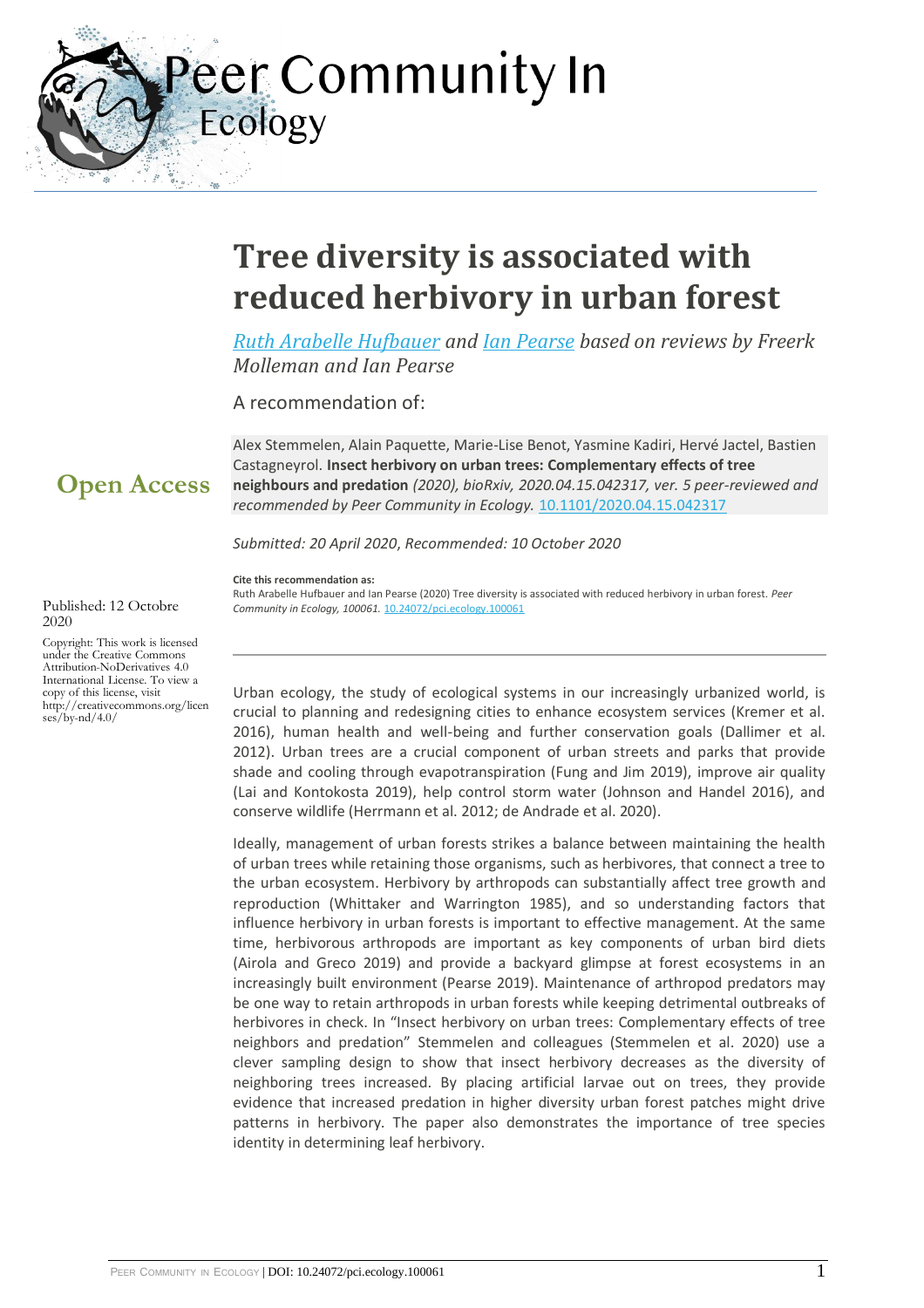# Tree diversity is associated with reduced herbivory in urban forest

*Ruth Arabelle Hufbauer and Ian Pearse based on reviews by Freerk Molleman and Ian Pearse*

A recommendation of:

Alex Stemmelen, Alain Paquette, Marie-Lise Benot, Yasmine Kadiri, Hervé Jactel, Bastien Castagneyrol. **Insect herbivory on urban trees: Complementary effects of tree neighbours and predation** *(2020), bioRxiv, 2020.04.15.042317, ver. 5 peer-reviewed and recommended by Peer Community in Ecology.* 10.1101/2020.04.15.042317

**Open Access**

*Submitted: 20 April 2020, Recommended: 10 October 2020*

**Cite this recommendation as:**
Ruth Arabelle Hufbauer and Ian Pearse (2020) Tree diversity is associated with reduced herbivory in urban forest. *Peer Community in Ecology, 100061.* 10.24072/pci.ecology.100061

Published: 12 Octobre 2020

Copyright: This work is licensed under the Creative Commons Attribution-NoDerivatives 4.0 International License. To view a copy of this license, visit http://creativecommons.org/licenses/by-nd/4.0/

Urban ecology, the study of ecological systems in our increasingly urbanized world, is crucial to planning and redesigning cities to enhance ecosystem services (Kremer et al. 2016), human health and well-being and further conservation goals (Dallimer et al. 2012). Urban trees are a crucial component of urban streets and parks that provide shade and cooling through evapotranspiration (Fung and Jim 2019), improve air quality (Lai and Kontokosta 2019), help control storm water (Johnson and Handel 2016), and conserve wildlife (Herrmann et al. 2012; de Andrade et al. 2020).

Ideally, management of urban forests strikes a balance between maintaining the health of urban trees while retaining those organisms, such as herbivores, that connect a tree to the urban ecosystem. Herbivory by arthropods can substantially affect tree growth and reproduction (Whittaker and Warrington 1985), and so understanding factors that influence herbivory in urban forests is important to effective management. At the same time, herbivorous arthropods are important as key components of urban bird diets (Airola and Greco 2019) and provide a backyard glimpse at forest ecosystems in an increasingly built environment (Pearse 2019). Maintenance of arthropod predators may be one way to retain arthropods in urban forests while keeping detrimental outbreaks of herbivores in check. In "Insect herbivory on urban trees: Complementary effects of tree neighbors and predation" Stemmelen and colleagues (Stemmelen et al. 2020) use a clever sampling design to show that insect herbivory decreases as the diversity of neighboring trees increased. By placing artificial larvae out on trees, they provide evidence that increased predation in higher diversity urban forest patches might drive patterns in herbivory. The paper also demonstrates the importance of tree species identity in determining leaf herbivory.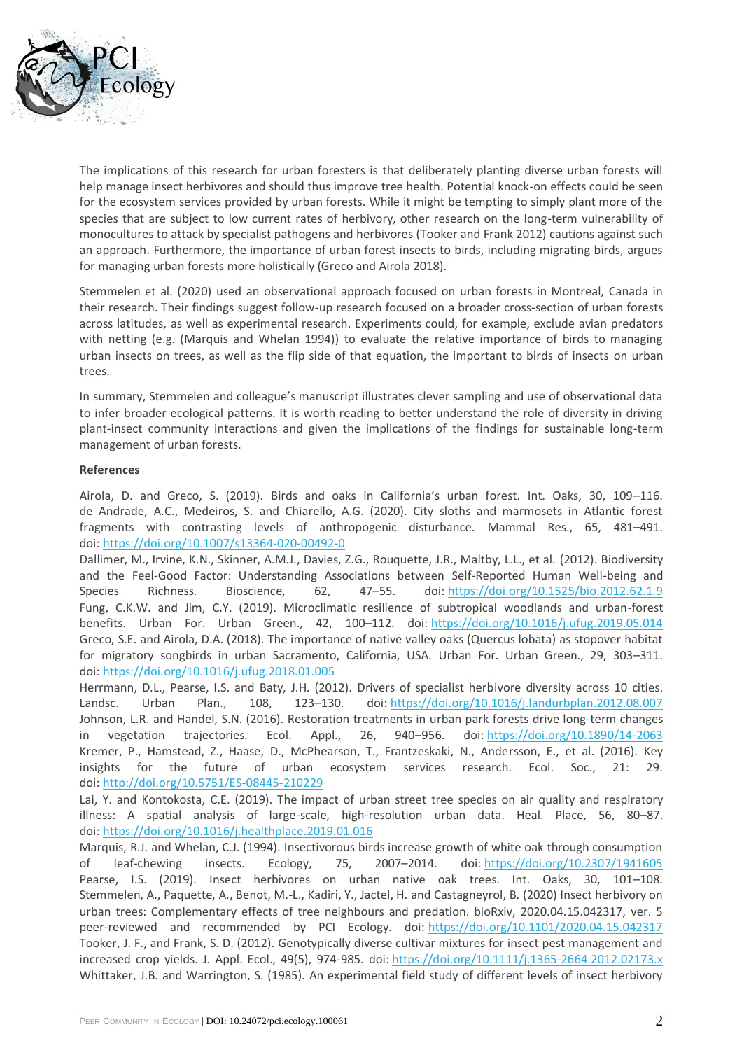The implications of this research for urban foresters is that deliberately planting diverse urban forests will help manage insect herbivores and should thus improve tree health. Potential knock-on effects could be seen for the ecosystem services provided by urban forests. While it might be tempting to simply plant more of the species that are subject to low current rates of herbivory, other research on the long-term vulnerability of monocultures to attack by specialist pathogens and herbivores (Tooker and Frank 2012) cautions against such an approach. Furthermore, the importance of urban forest insects to birds, including migrating birds, argues for managing urban forests more holistically (Greco and Airola 2018).

Stemmelen et al. (2020) used an observational approach focused on urban forests in Montreal, Canada in their research. Their findings suggest follow-up research focused on a broader cross-section of urban forests across latitudes, as well as experimental research. Experiments could, for example, exclude avian predators with netting (e.g. (Marquis and Whelan 1994)) to evaluate the relative importance of birds to managing urban insects on trees, as well as the flip side of that equation, the important to birds of insects on urban trees.

In summary, Stemmelen and colleague's manuscript illustrates clever sampling and use of observational data to infer broader ecological patterns. It is worth reading to better understand the role of diversity in driving plant-insect community interactions and given the implications of the findings for sustainable long-term management of urban forests.

**References**

Airola, D. and Greco, S. (2019). Birds and oaks in California's urban forest. Int. Oaks, 30, 109–116.
de Andrade, A.C., Medeiros, S. and Chiarello, A.G. (2020). City sloths and marmosets in Atlantic forest fragments with contrasting levels of anthropogenic disturbance. Mammal Res., 65, 481–491. doi: https://doi.org/10.1007/s13364-020-00492-0
Dallimer, M., Irvine, K.N., Skinner, A.M.J., Davies, Z.G., Rouquette, J.R., Maltby, L.L., et al. (2012). Biodiversity and the Feel-Good Factor: Understanding Associations between Self-Reported Human Well-being and Species Richness. Bioscience, 62, 47–55. doi: https://doi.org/10.1525/bio.2012.62.1.9
Fung, C.K.W. and Jim, C.Y. (2019). Microclimatic resilience of subtropical woodlands and urban-forest benefits. Urban For. Urban Green., 42, 100–112. doi: https://doi.org/10.1016/j.ufug.2019.05.014
Greco, S.E. and Airola, D.A. (2018). The importance of native valley oaks (Quercus lobata) as stopover habitat for migratory songbirds in urban Sacramento, California, USA. Urban For. Urban Green., 29, 303–311. doi: https://doi.org/10.1016/j.ufug.2018.01.005
Herrmann, D.L., Pearse, I.S. and Baty, J.H. (2012). Drivers of specialist herbivore diversity across 10 cities. Landsc. Urban Plan., 108, 123–130. doi: https://doi.org/10.1016/j.landurbplan.2012.08.007
Johnson, L.R. and Handel, S.N. (2016). Restoration treatments in urban park forests drive long-term changes in vegetation trajectories. Ecol. Appl., 26, 940–956. doi: https://doi.org/10.1890/14-2063
Kremer, P., Hamstead, Z., Haase, D., McPhearson, T., Frantzeskaki, N., Andersson, E., et al. (2016). Key insights for the future of urban ecosystem services research. Ecol. Soc., 21: 29. doi: http://doi.org/10.5751/ES-08445-210229
Lai, Y. and Kontokosta, C.E. (2019). The impact of urban street tree species on air quality and respiratory illness: A spatial analysis of large-scale, high-resolution urban data. Heal. Place, 56, 80–87. doi: https://doi.org/10.1016/j.healthplace.2019.01.016
Marquis, R.J. and Whelan, C.J. (1994). Insectivorous birds increase growth of white oak through consumption of leaf-chewing insects. Ecology, 75, 2007–2014. doi: https://doi.org/10.2307/1941605
Pearse, I.S. (2019). Insect herbivores on urban native oak trees. Int. Oaks, 30, 101–108.
Stemmelen, A., Paquette, A., Benot, M.-L., Kadiri, Y., Jactel, H. and Castagneyrol, B. (2020) Insect herbivory on urban trees: Complementary effects of tree neighbours and predation. bioRxiv, 2020.04.15.042317, ver. 5 peer-reviewed and recommended by PCI Ecology. doi: https://doi.org/10.1101/2020.04.15.042317
Tooker, J. F., and Frank, S. D. (2012). Genotypically diverse cultivar mixtures for insect pest management and increased crop yields. J. Appl. Ecol., 49(5), 974-985. doi: https://doi.org/10.1111/j.1365-2664.2012.02173.x
Whittaker, J.B. and Warrington, S. (1985). An experimental field study of different levels of insect herbivory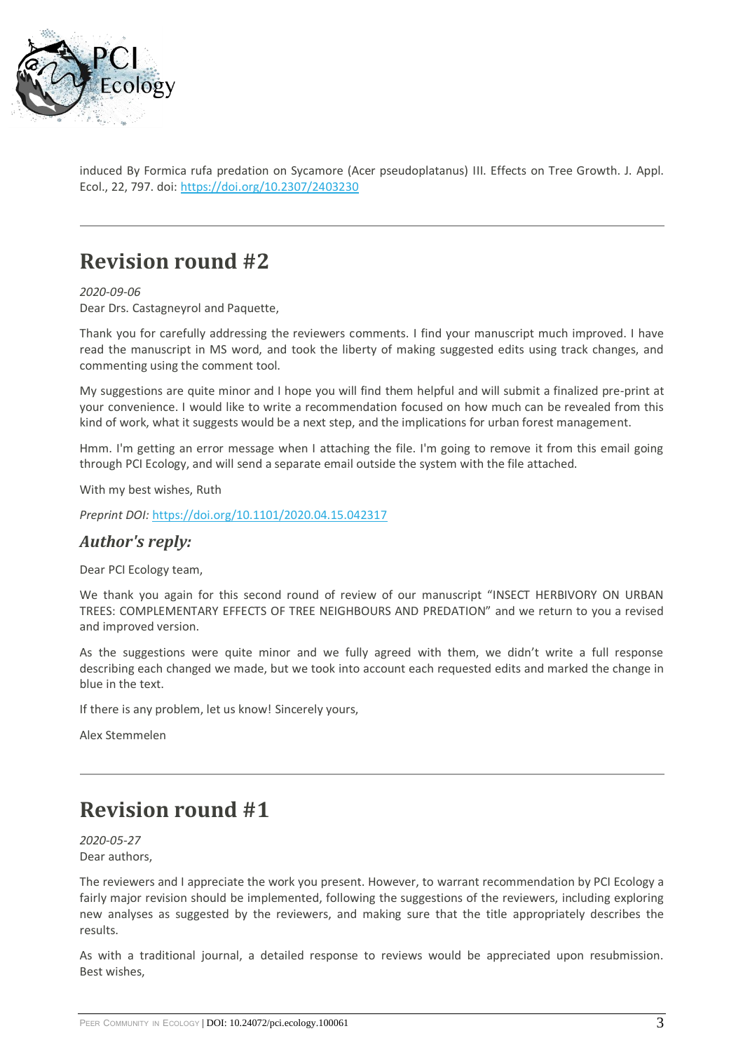induced By Formica rufa predation on Sycamore (Acer pseudoplatanus) III. Effects on Tree Growth. J. Appl. Ecol., 22, 797. doi: https://doi.org/10.2307/2403230

---

## Revision round #2

*2020-09-06*

Dear Drs. Castagneyrol and Paquette,

Thank you for carefully addressing the reviewers comments. I find your manuscript much improved. I have read the manuscript in MS word, and took the liberty of making suggested edits using track changes, and commenting using the comment tool.

My suggestions are quite minor and I hope you will find them helpful and will submit a finalized pre-print at your convenience. I would like to write a recommendation focused on how much can be revealed from this kind of work, what it suggests would be a next step, and the implications for urban forest management.

Hmm. I'm getting an error message when I attaching the file. I'm going to remove it from this email going through PCI Ecology, and will send a separate email outside the system with the file attached.

With my best wishes, Ruth

*Preprint DOI:* https://doi.org/10.1101/2020.04.15.042317

### *Author's reply:*

Dear PCI Ecology team,

We thank you again for this second round of review of our manuscript "INSECT HERBIVORY ON URBAN TREES: COMPLEMENTARY EFFECTS OF TREE NEIGHBOURS AND PREDATION" and we return to you a revised and improved version.

As the suggestions were quite minor and we fully agreed with them, we didn't write a full response describing each changed we made, but we took into account each requested edits and marked the change in blue in the text.

If there is any problem, let us know! Sincerely yours,

Alex Stemmelen

---

## Revision round #1

*2020-05-27*

Dear authors,

The reviewers and I appreciate the work you present. However, to warrant recommendation by PCI Ecology a fairly major revision should be implemented, following the suggestions of the reviewers, including exploring new analyses as suggested by the reviewers, and making sure that the title appropriately describes the results.

As with a traditional journal, a detailed response to reviews would be appreciated upon resubmission. Best wishes,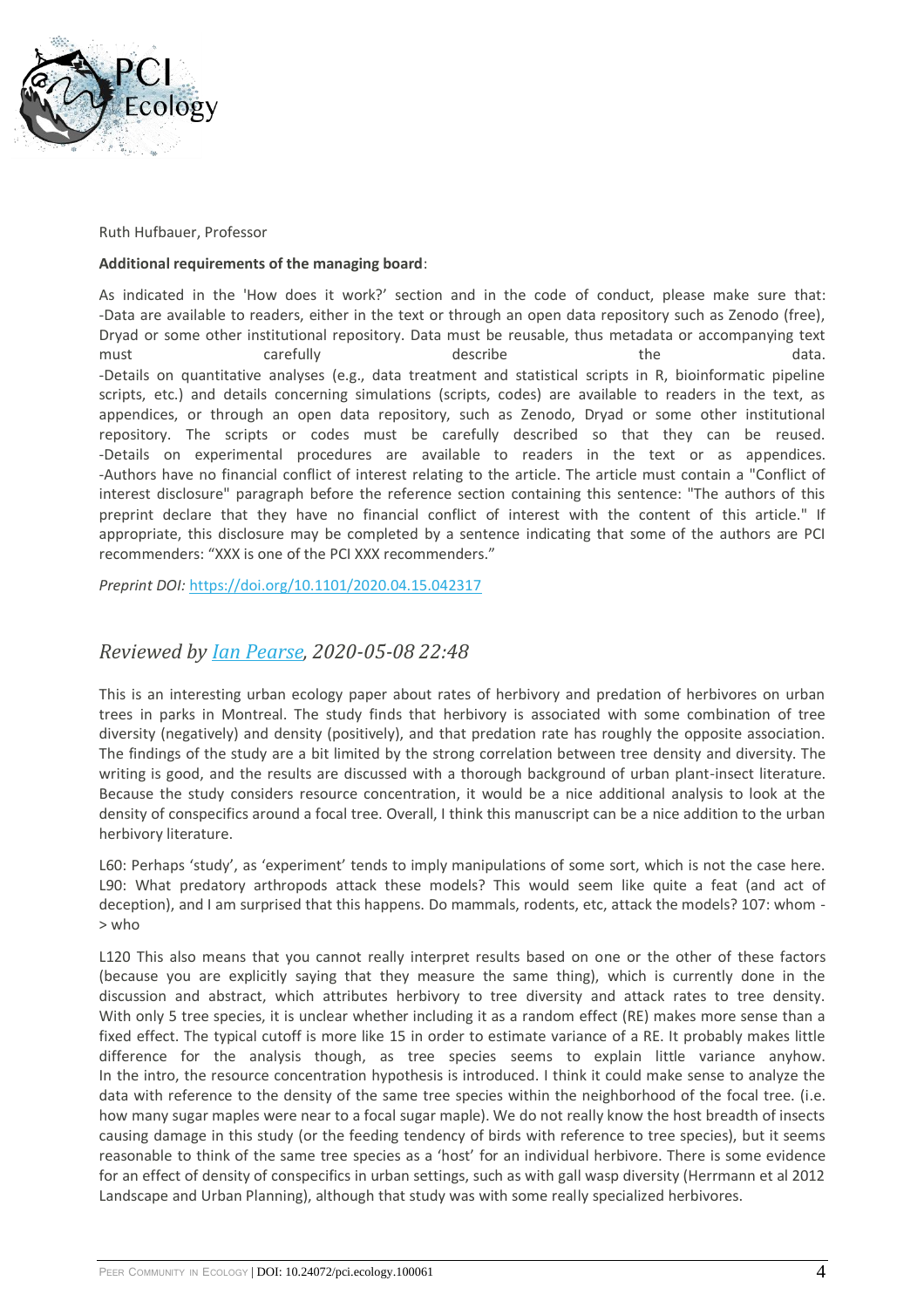Ruth Hufbauer, Professor

**Additional requirements of the managing board**:

As indicated in the 'How does it work?' section and in the code of conduct, please make sure that: -Data are available to readers, either in the text or through an open data repository such as Zenodo (free), Dryad or some other institutional repository. Data must be reusable, thus metadata or accompanying text must carefully describe the data. -Details on quantitative analyses (e.g., data treatment and statistical scripts in R, bioinformatic pipeline scripts, etc.) and details concerning simulations (scripts, codes) are available to readers in the text, as appendices, or through an open data repository, such as Zenodo, Dryad or some other institutional repository. The scripts or codes must be carefully described so that they can be reused. -Details on experimental procedures are available to readers in the text or as appendices. -Authors have no financial conflict of interest relating to the article. The article must contain a "Conflict of interest disclosure" paragraph before the reference section containing this sentence: "The authors of this preprint declare that they have no financial conflict of interest with the content of this article." If appropriate, this disclosure may be completed by a sentence indicating that some of the authors are PCI recommenders: "XXX is one of the PCI XXX recommenders."

*Preprint DOI:* https://doi.org/10.1101/2020.04.15.042317

## *Reviewed by Ian Pearse, 2020-05-08 22:48*

This is an interesting urban ecology paper about rates of herbivory and predation of herbivores on urban trees in parks in Montreal. The study finds that herbivory is associated with some combination of tree diversity (negatively) and density (positively), and that predation rate has roughly the opposite association. The findings of the study are a bit limited by the strong correlation between tree density and diversity. The writing is good, and the results are discussed with a thorough background of urban plant-insect literature. Because the study considers resource concentration, it would be a nice additional analysis to look at the density of conspecifics around a focal tree. Overall, I think this manuscript can be a nice addition to the urban herbivory literature.

L60: Perhaps 'study', as 'experiment' tends to imply manipulations of some sort, which is not the case here. L90: What predatory arthropods attack these models? This would seem like quite a feat (and act of deception), and I am surprised that this happens. Do mammals, rodents, etc, attack the models? 107: whom -> who

L120 This also means that you cannot really interpret results based on one or the other of these factors (because you are explicitly saying that they measure the same thing), which is currently done in the discussion and abstract, which attributes herbivory to tree diversity and attack rates to tree density. With only 5 tree species, it is unclear whether including it as a random effect (RE) makes more sense than a fixed effect. The typical cutoff is more like 15 in order to estimate variance of a RE. It probably makes little difference for the analysis though, as tree species seems to explain little variance anyhow. In the intro, the resource concentration hypothesis is introduced. I think it could make sense to analyze the data with reference to the density of the same tree species within the neighborhood of the focal tree. (i.e. how many sugar maples were near to a focal sugar maple). We do not really know the host breadth of insects causing damage in this study (or the feeding tendency of birds with reference to tree species), but it seems reasonable to think of the same tree species as a 'host' for an individual herbivore. There is some evidence for an effect of density of conspecifics in urban settings, such as with gall wasp diversity (Herrmann et al 2012 Landscape and Urban Planning), although that study was with some really specialized herbivores.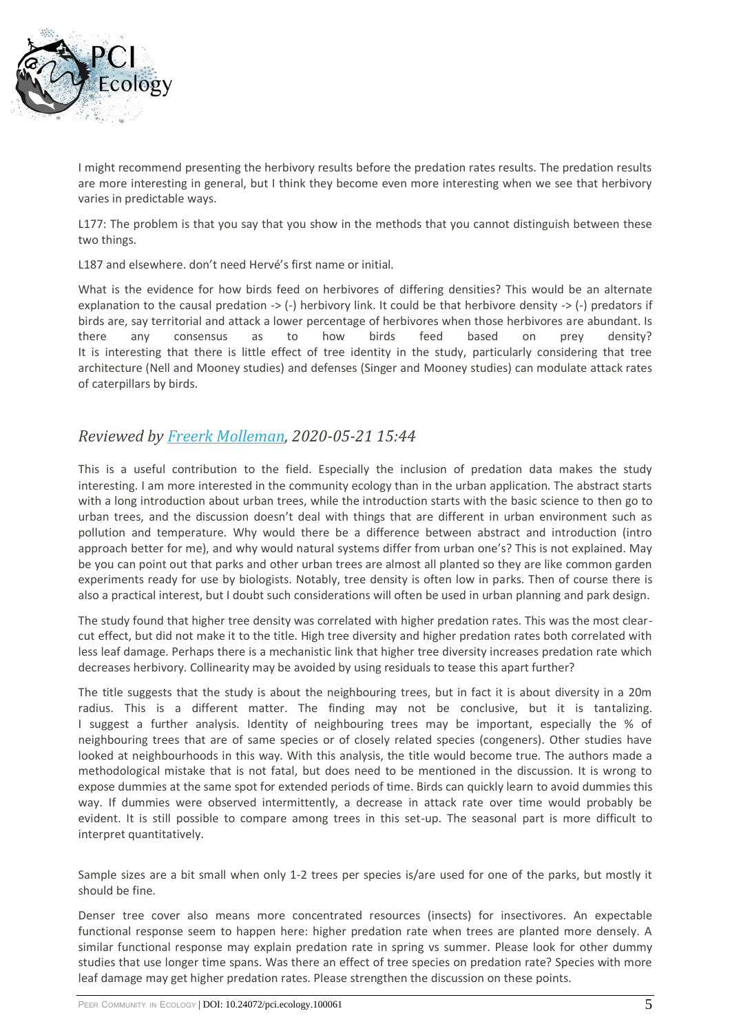I might recommend presenting the herbivory results before the predation rates results. The predation results are more interesting in general, but I think they become even more interesting when we see that herbivory varies in predictable ways.

L177: The problem is that you say that you show in the methods that you cannot distinguish between these two things.

L187 and elsewhere. don't need Hervé's first name or initial.

What is the evidence for how birds feed on herbivores of differing densities? This would be an alternate explanation to the causal predation -> (-) herbivory link. It could be that herbivore density -> (-) predators if birds are, say territorial and attack a lower percentage of herbivores when those herbivores are abundant. Is there any consensus as to how birds feed based on prey density?
It is interesting that there is little effect of tree identity in the study, particularly considering that tree architecture (Nell and Mooney studies) and defenses (Singer and Mooney studies) can modulate attack rates of caterpillars by birds.

## *Reviewed by Freerk Molleman, 2020-05-21 15:44*

This is a useful contribution to the field. Especially the inclusion of predation data makes the study interesting. I am more interested in the community ecology than in the urban application. The abstract starts with a long introduction about urban trees, while the introduction starts with the basic science to then go to urban trees, and the discussion doesn't deal with things that are different in urban environment such as pollution and temperature. Why would there be a difference between abstract and introduction (intro approach better for me), and why would natural systems differ from urban one's? This is not explained. May be you can point out that parks and other urban trees are almost all planted so they are like common garden experiments ready for use by biologists. Notably, tree density is often low in parks. Then of course there is also a practical interest, but I doubt such considerations will often be used in urban planning and park design.

The study found that higher tree density was correlated with higher predation rates. This was the most clear-cut effect, but did not make it to the title. High tree diversity and higher predation rates both correlated with less leaf damage. Perhaps there is a mechanistic link that higher tree diversity increases predation rate which decreases herbivory. Collinearity may be avoided by using residuals to tease this apart further?

The title suggests that the study is about the neighbouring trees, but in fact it is about diversity in a 20m radius. This is a different matter. The finding may not be conclusive, but it is tantalizing. I suggest a further analysis. Identity of neighbouring trees may be important, especially the % of neighbouring trees that are of same species or of closely related species (congeners). Other studies have looked at neighbourhoods in this way. With this analysis, the title would become true. The authors made a methodological mistake that is not fatal, but does need to be mentioned in the discussion. It is wrong to expose dummies at the same spot for extended periods of time. Birds can quickly learn to avoid dummies this way. If dummies were observed intermittently, a decrease in attack rate over time would probably be evident. It is still possible to compare among trees in this set-up. The seasonal part is more difficult to interpret quantitatively.

Sample sizes are a bit small when only 1-2 trees per species is/are used for one of the parks, but mostly it should be fine.

Denser tree cover also means more concentrated resources (insects) for insectivores. An expectable functional response seem to happen here: higher predation rate when trees are planted more densely. A similar functional response may explain predation rate in spring vs summer. Please look for other dummy studies that use longer time spans. Was there an effect of tree species on predation rate? Species with more leaf damage may get higher predation rates. Please strengthen the discussion on these points.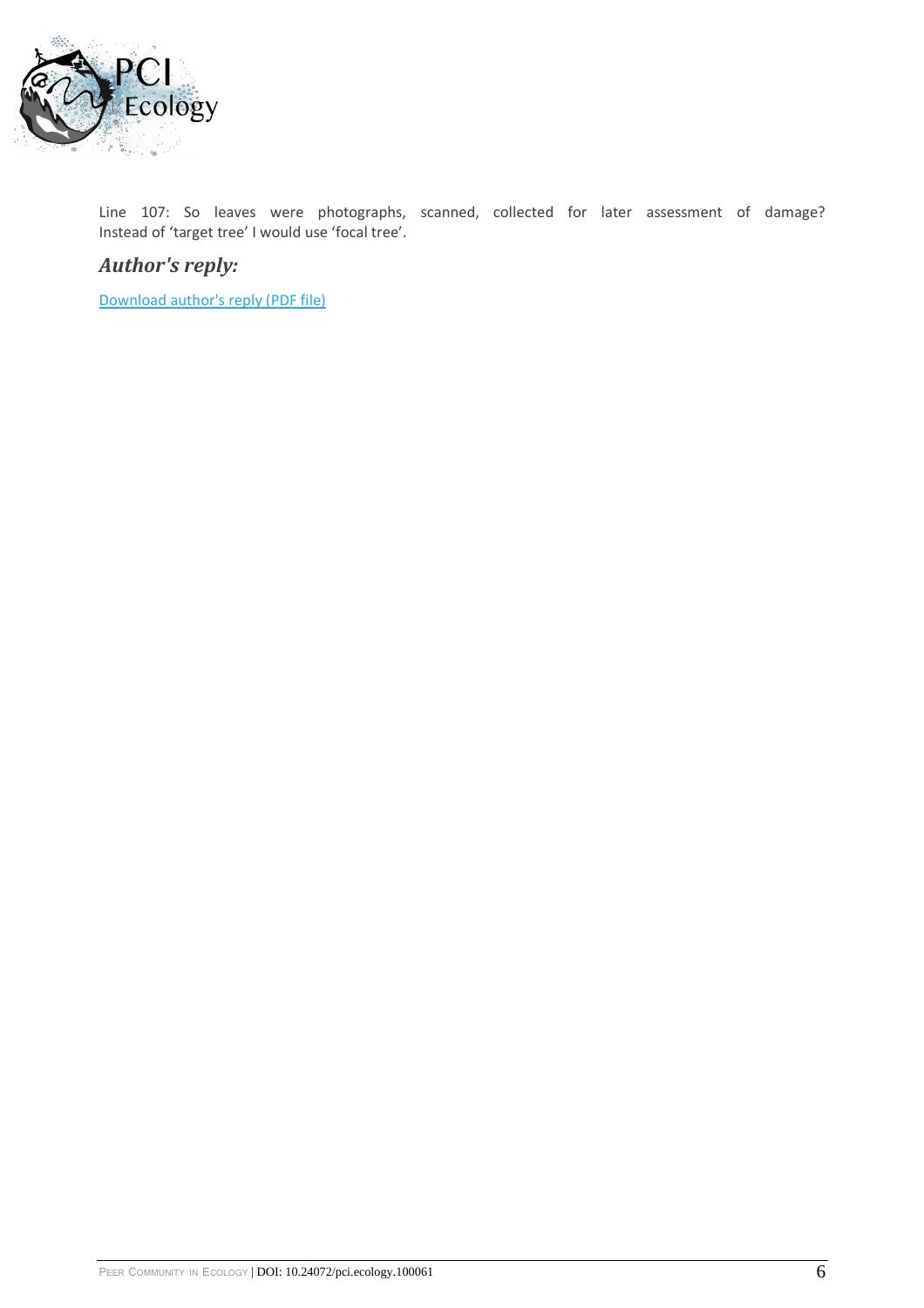Line 107: So leaves were photographs, scanned, collected for later assessment of damage? Instead of 'target tree' I would use 'focal tree'.

## *Author's reply:*

Download author's reply (PDF file)